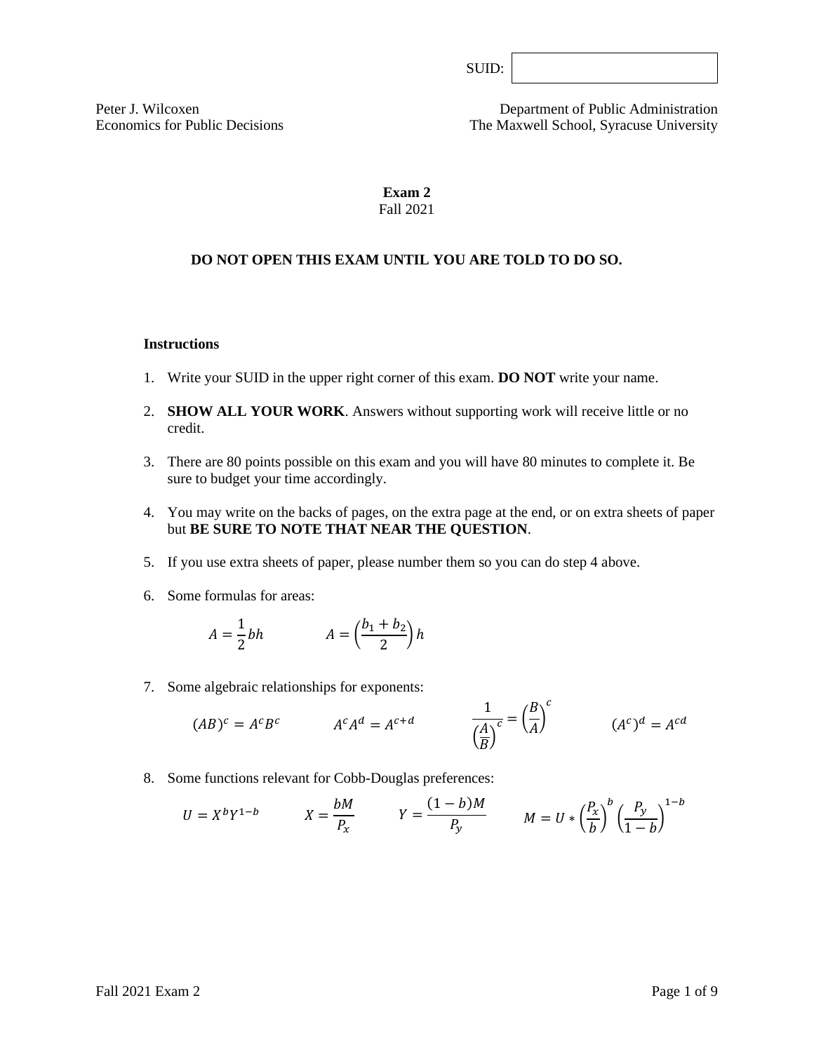SUID:

Peter J. Wilcoxen
Economics for Public Decisions

Department of Public Administration
The Maxwell School, Syracuse University

## Exam 2

Fall 2021

**DO NOT OPEN THIS EXAM UNTIL YOU ARE TOLD TO DO SO.**

### Instructions

1. Write your SUID in the upper right corner of this exam. **DO NOT** write your name.
2. **SHOW ALL YOUR WORK**. Answers without supporting work will receive little or no credit.
3. There are 80 points possible on this exam and you will have 80 minutes to complete it. Be sure to budget your time accordingly.
4. You may write on the backs of pages, on the extra page at the end, or on extra sheets of paper but **BE SURE TO NOTE THAT NEAR THE QUESTION**.
5. If you use extra sheets of paper, please number them so you can do step 4 above.
6. Some formulas for areas:

$$A = \frac{1}{2}bh \qquad A = \left(\frac{b_1 + b_2}{2}\right)h$$

7. Some algebraic relationships for exponents:

$$(AB)^c = A^c B^c \qquad A^c A^d = A^{c+d} \qquad \frac{1}{\left(\frac{A}{B}\right)^c} = \left(\frac{B}{A}\right)^c \qquad (A^c)^d = A^{cd}$$

8. Some functions relevant for Cobb-Douglas preferences:

$$U = X^b Y^{1-b} \qquad X = \frac{bM}{P_x} \qquad Y = \frac{(1-b)M}{P_y} \qquad M = U * \left(\frac{P_x}{b}\right)^b \left(\frac{P_y}{1-b}\right)^{1-b}$$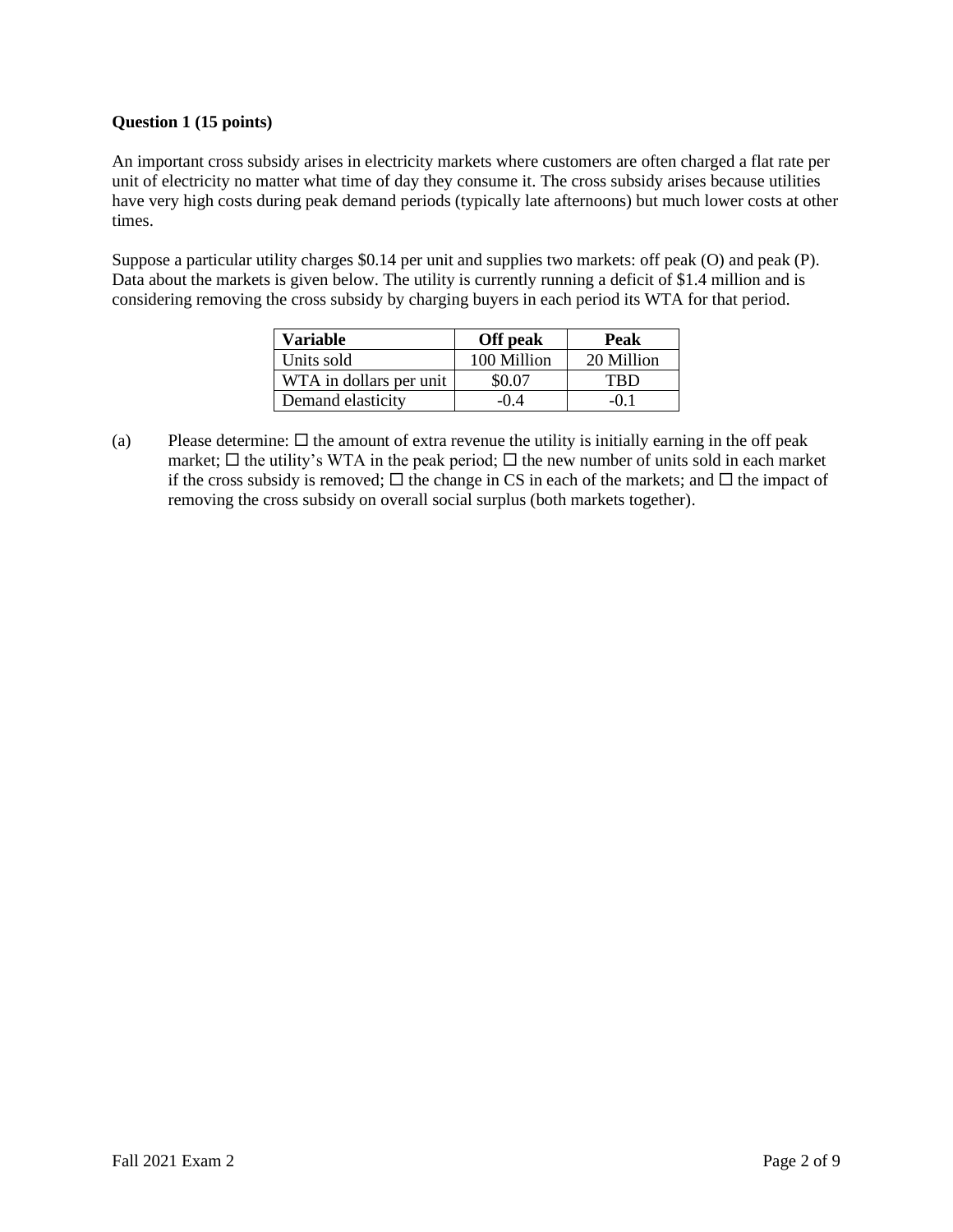**Question 1 (15 points)**

An important cross subsidy arises in electricity markets where customers are often charged a flat rate per unit of electricity no matter what time of day they consume it. The cross subsidy arises because utilities have very high costs during peak demand periods (typically late afternoons) but much lower costs at other times.

Suppose a particular utility charges $0.14 per unit and supplies two markets: off peak (O) and peak (P). Data about the markets is given below. The utility is currently running a deficit of $1.4 million and is considering removing the cross subsidy by charging buyers in each period its WTA for that period.

| Variable | Off peak | Peak |
|---|---|---|
| Units sold | 100 Million | 20 Million |
| WTA in dollars per unit | $0.07 | TBD |
| Demand elasticity | -0.4 | -0.1 |

(a) Please determine: ☐ the amount of extra revenue the utility is initially earning in the off peak market; ☐ the utility's WTA in the peak period; ☐ the new number of units sold in each market if the cross subsidy is removed; ☐ the change in CS in each of the markets; and ☐ the impact of removing the cross subsidy on overall social surplus (both markets together).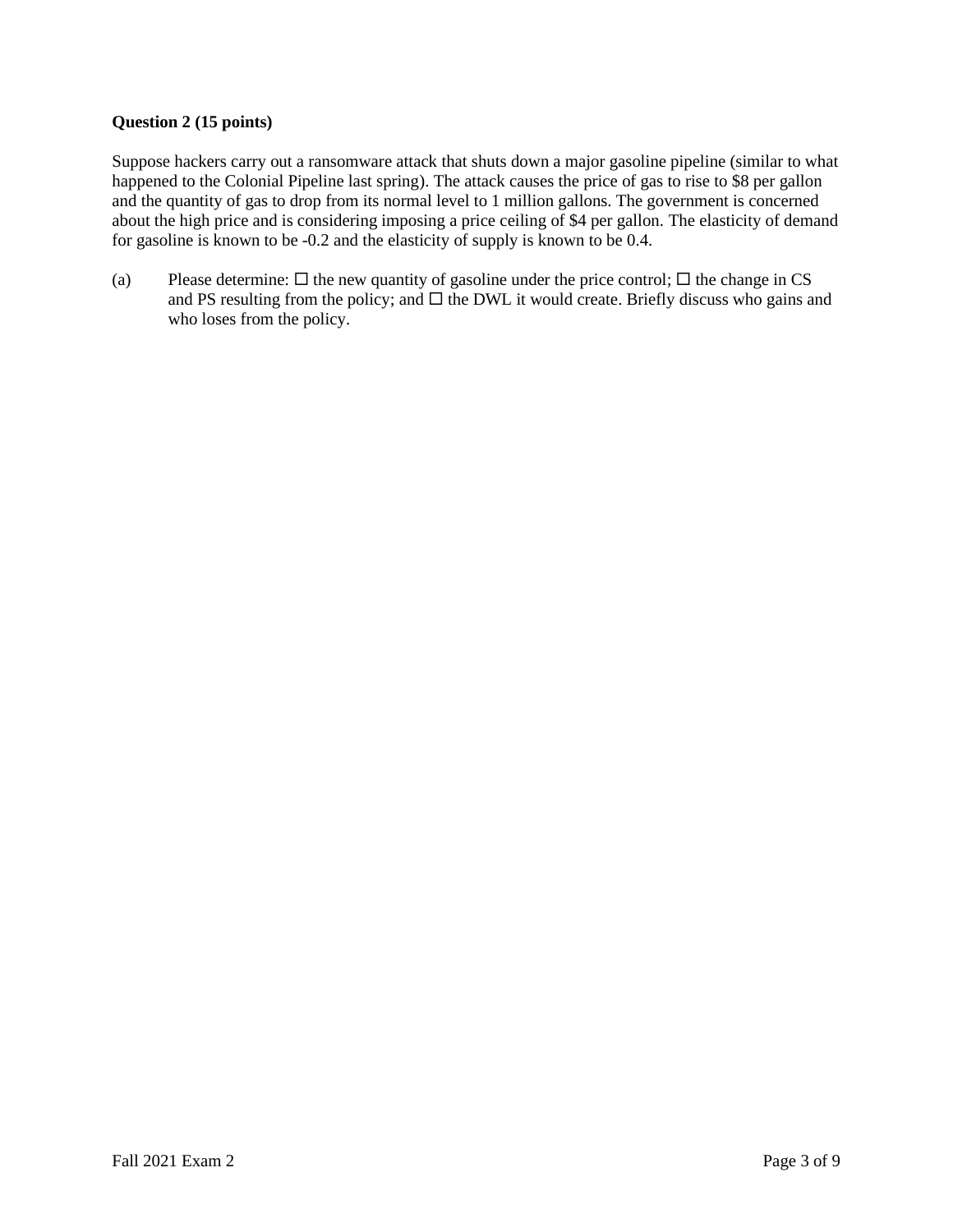**Question 2 (15 points)**

Suppose hackers carry out a ransomware attack that shuts down a major gasoline pipeline (similar to what happened to the Colonial Pipeline last spring). The attack causes the price of gas to rise to \$8 per gallon and the quantity of gas to drop from its normal level to 1 million gallons. The government is concerned about the high price and is considering imposing a price ceiling of \$4 per gallon. The elasticity of demand for gasoline is known to be -0.2 and the elasticity of supply is known to be 0.4.

(a) Please determine: ☐ the new quantity of gasoline under the price control; ☐ the change in CS and PS resulting from the policy; and ☐ the DWL it would create. Briefly discuss who gains and who loses from the policy.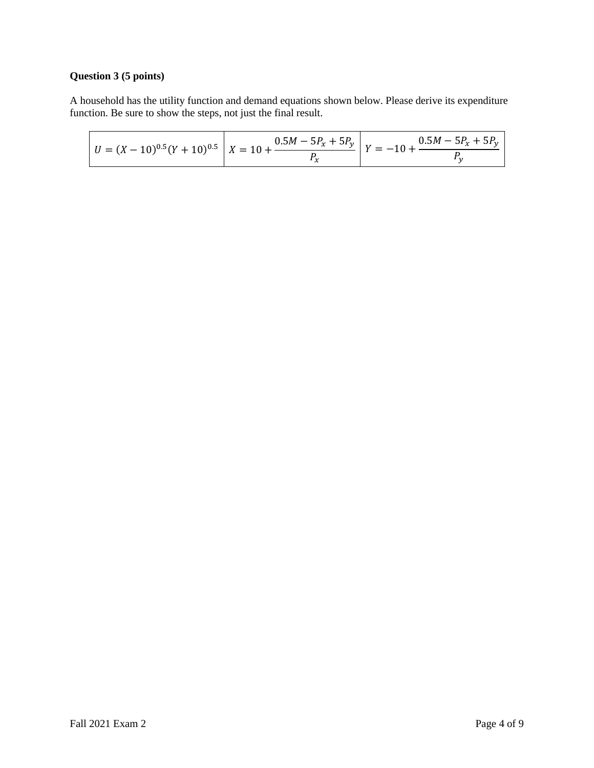**Question 3 (5 points)**

A household has the utility function and demand equations shown below. Please derive its expenditure function. Be sure to show the steps, not just the final result.

| | | |
|---|---|---|
| $U = (X - 10)^{0.5}(Y + 10)^{0.5}$ | $X = 10 + \dfrac{0.5M - 5P_x + 5P_y}{P_x}$ | $Y = -10 + \dfrac{0.5M - 5P_x + 5P_y}{P_y}$ |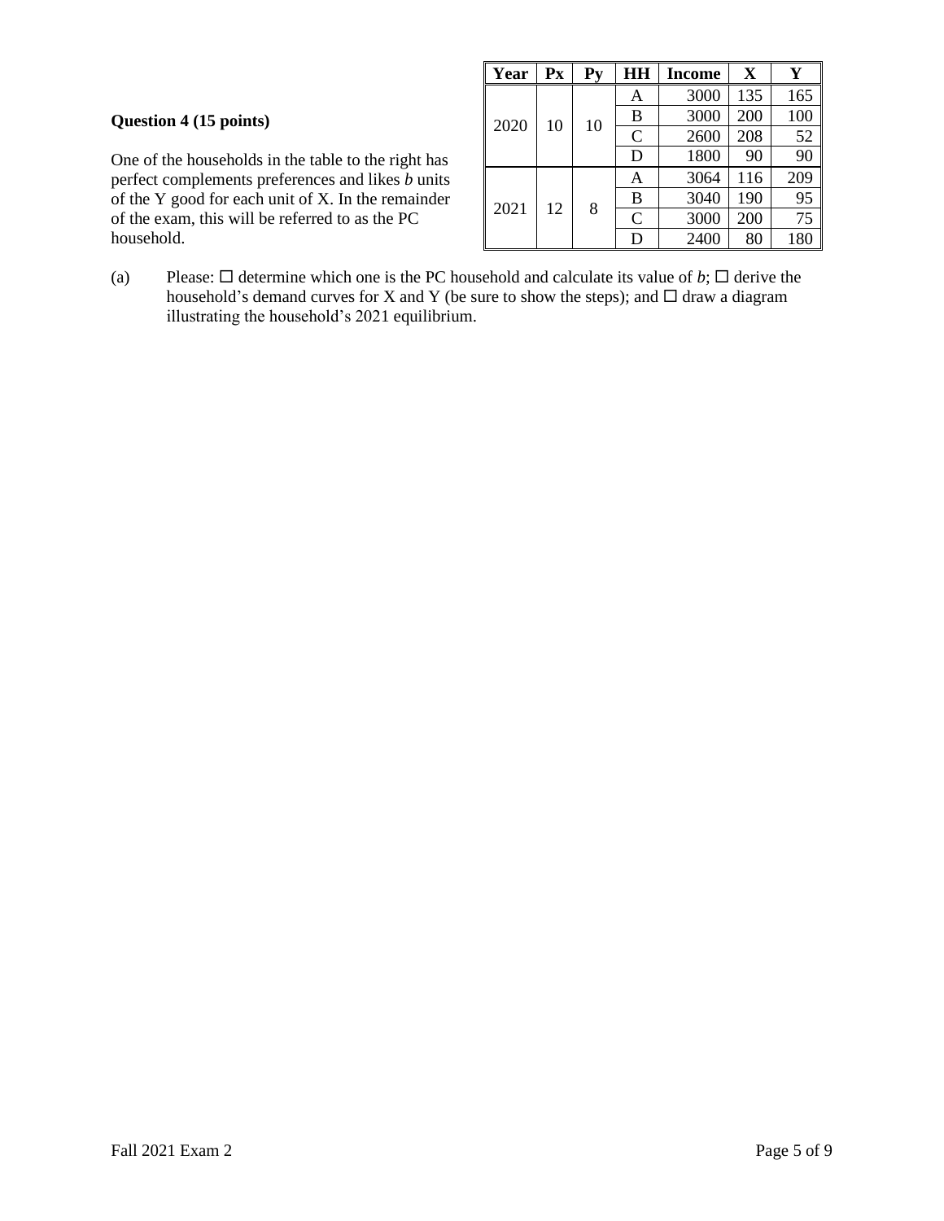**Question 4 (15 points)**

One of the households in the table to the right has perfect complements preferences and likes *b* units of the Y good for each unit of X. In the remainder of the exam, this will be referred to as the PC household.

| Year | Px | Py | HH | Income | X | Y |
|---|---|---|---|---|---|---|
| 2020 | 10 | 10 | A | 3000 | 135 | 165 |
| | | | B | 3000 | 200 | 100 |
| | | | C | 2600 | 208 | 52 |
| | | | D | 1800 | 90 | 90 |
| 2021 | 12 | 8 | A | 3064 | 116 | 209 |
| | | | B | 3040 | 190 | 95 |
| | | | C | 3000 | 200 | 75 |
| | | | D | 2400 | 80 | 180 |

(a) Please: ☐ determine which one is the PC household and calculate its value of *b*; ☐ derive the household's demand curves for X and Y (be sure to show the steps); and ☐ draw a diagram illustrating the household's 2021 equilibrium.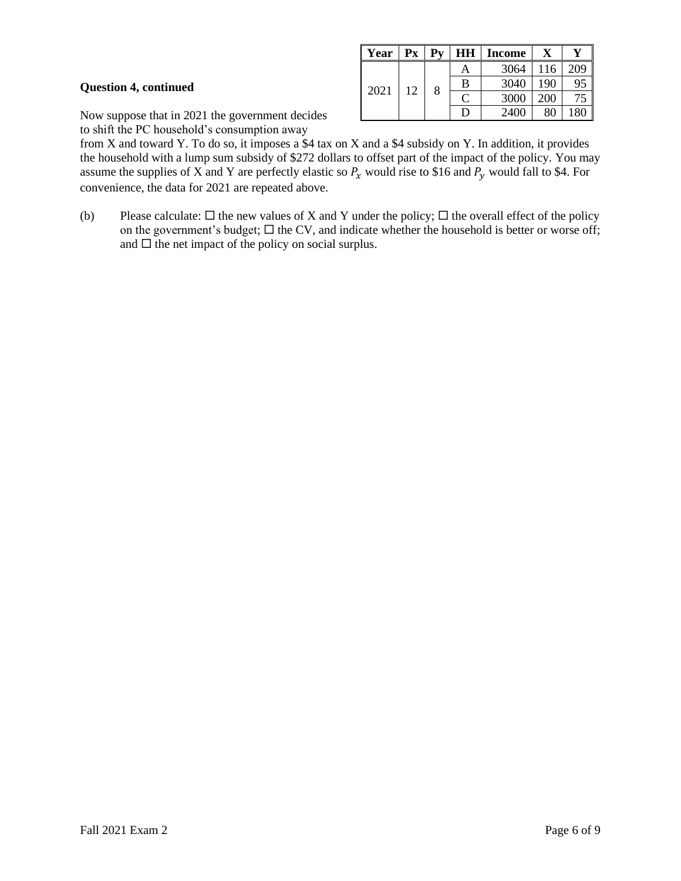**Question 4, continued**

| Year | Px | Py | HH | Income | X | Y |
|---|---|---|---|---|---|---|
| 2021 | 12 | 8 | A | 3064 | 116 | 209 |
| | | | B | 3040 | 190 | 95 |
| | | | C | 3000 | 200 | 75 |
| | | | D | 2400 | 80 | 180 |

Now suppose that in 2021 the government decides to shift the PC household's consumption away from X and toward Y. To do so, it imposes a \$4 tax on X and a \$4 subsidy on Y. In addition, it provides the household with a lump sum subsidy of \$272 dollars to offset part of the impact of the policy. You may assume the supplies of X and Y are perfectly elastic so $P_x$ would rise to \$16 and $P_y$ would fall to \$4. For convenience, the data for 2021 are repeated above.

(b) Please calculate: ☐ the new values of X and Y under the policy; ☐ the overall effect of the policy on the government's budget; ☐ the CV, and indicate whether the household is better or worse off; and ☐ the net impact of the policy on social surplus.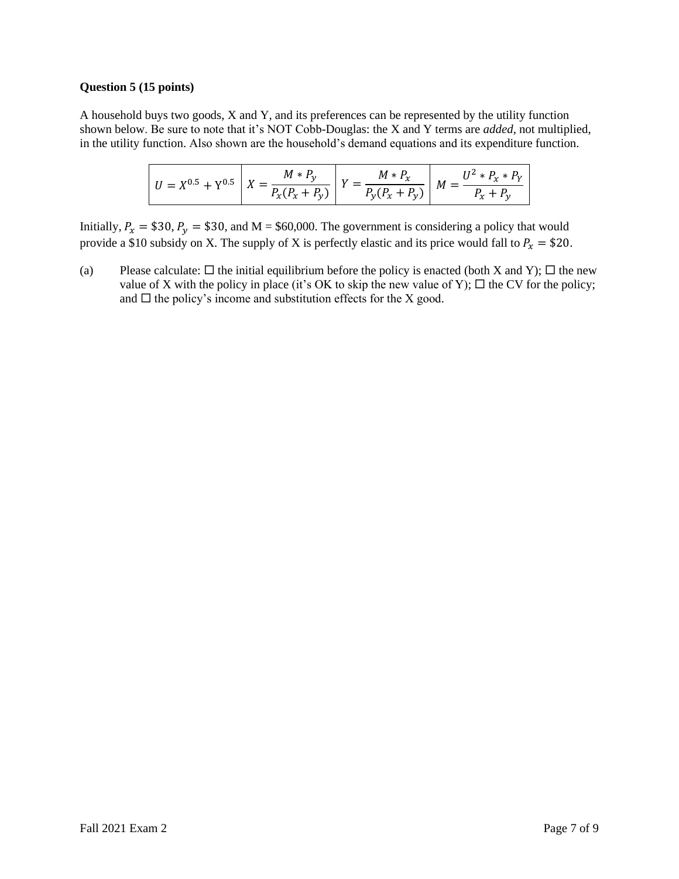**Question 5 (15 points)**

A household buys two goods, X and Y, and its preferences can be represented by the utility function shown below. Be sure to note that it's NOT Cobb-Douglas: the X and Y terms are *added*, not multiplied, in the utility function. Also shown are the household's demand equations and its expenditure function.

| | | | |
|---|---|---|---|
| $U = X^{0.5} + Y^{0.5}$ | $X = \dfrac{M * P_y}{P_x(P_x + P_y)}$ | $Y = \dfrac{M * P_x}{P_y(P_x + P_y)}$ | $M = \dfrac{U^2 * P_x * P_Y}{P_x + P_y}$ |

Initially, $P_x = \$30$, $P_y = \$30$, and M = $60,000. The government is considering a policy that would provide a $10 subsidy on X. The supply of X is perfectly elastic and its price would fall to $P_x = \$20$.

(a) Please calculate: ☐ the initial equilibrium before the policy is enacted (both X and Y); ☐ the new value of X with the policy in place (it's OK to skip the new value of Y); ☐ the CV for the policy; and ☐ the policy's income and substitution effects for the X good.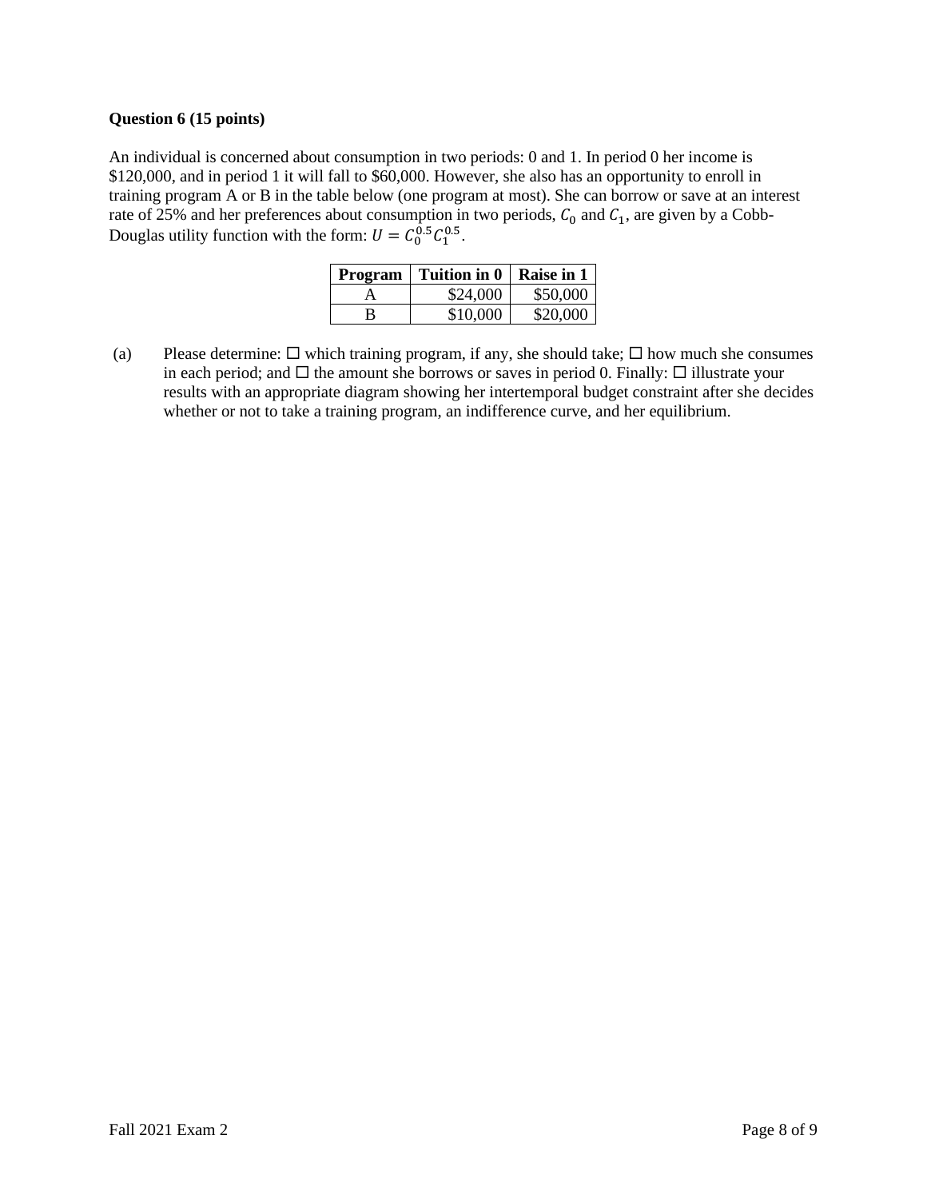**Question 6 (15 points)**

An individual is concerned about consumption in two periods: 0 and 1. In period 0 her income is \$120,000, and in period 1 it will fall to \$60,000. However, she also has an opportunity to enroll in training program A or B in the table below (one program at most). She can borrow or save at an interest rate of 25% and her preferences about consumption in two periods, $C_0$ and $C_1$, are given by a Cobb-Douglas utility function with the form: $U = C_0^{0.5} C_1^{0.5}$.

| Program | Tuition in 0 | Raise in 1 |
|---|---|---|
| A | \$24,000 | \$50,000 |
| B | \$10,000 | \$20,000 |

(a) Please determine: ☐ which training program, if any, she should take; ☐ how much she consumes in each period; and ☐ the amount she borrows or saves in period 0. Finally: ☐ illustrate your results with an appropriate diagram showing her intertemporal budget constraint after she decides whether or not to take a training program, an indifference curve, and her equilibrium.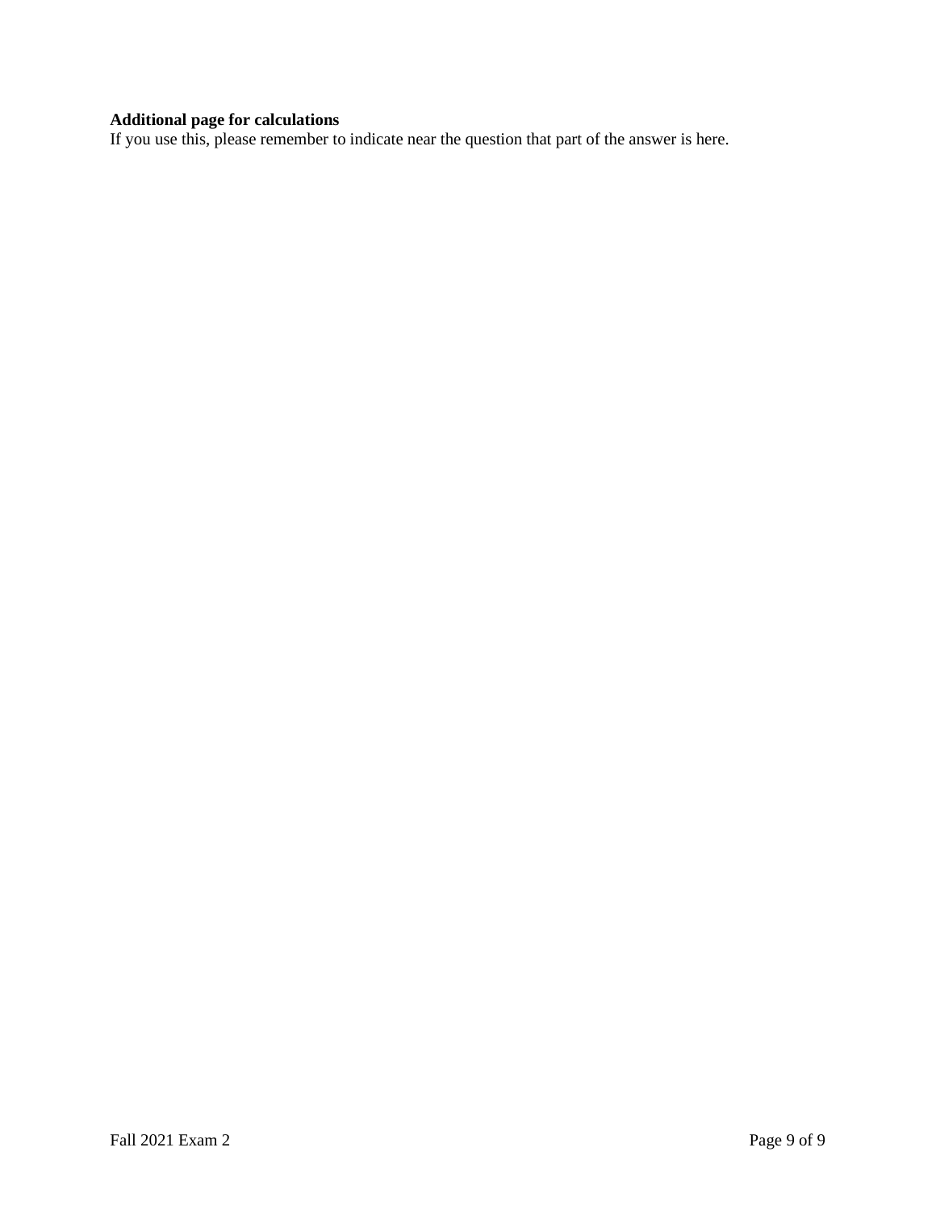**Additional page for calculations**

If you use this, please remember to indicate near the question that part of the answer is here.